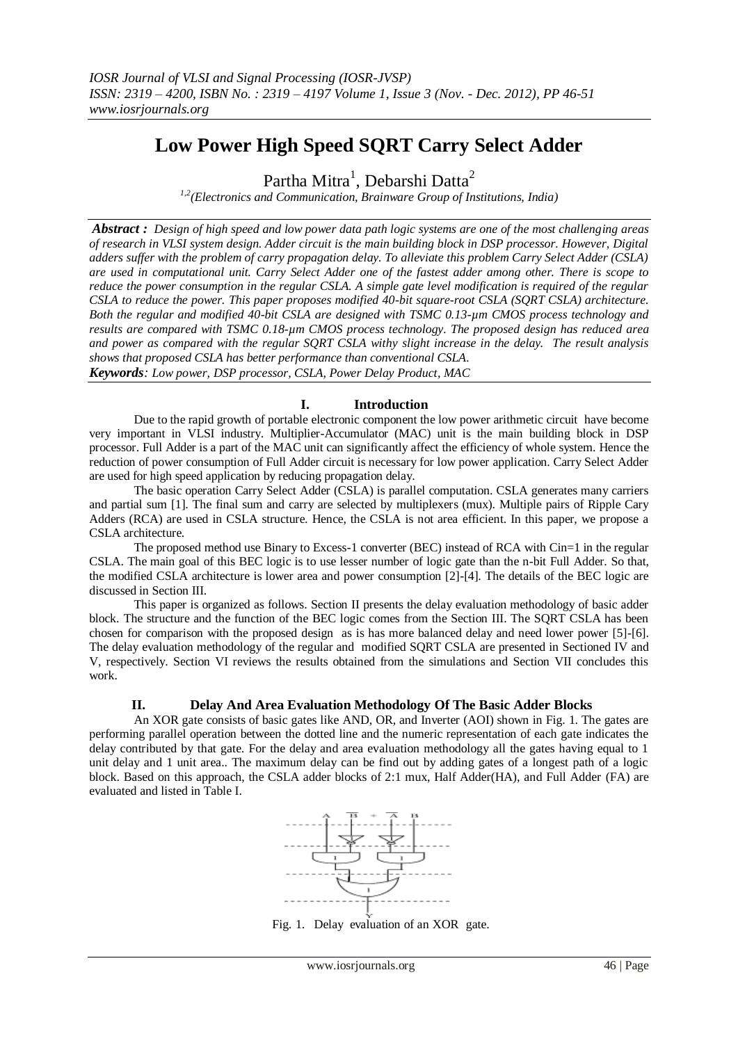# Low Power High Speed SQRT Carry Select Adder

Partha Mitra[1], Debarshi Datta[2]

[1,2](Electronics and Communication, Brainware Group of Institutions, India)

***Abstract :*** *Design of high speed and low power data path logic systems are one of the most challenging areas of research in VLSI system design. Adder circuit is the main building block in DSP processor. However, Digital adders suffer with the problem of carry propagation delay. To alleviate this problem Carry Select Adder (CSLA) are used in computational unit. Carry Select Adder one of the fastest adder among other. There is scope to reduce the power consumption in the regular CSLA. A simple gate level modification is required of the regular CSLA to reduce the power. This paper proposes modified 40-bit square-root CSLA (SQRT CSLA) architecture. Both the regular and modified 40-bit CSLA are designed with TSMC 0.13-µm CMOS process technology and results are compared with TSMC 0.18-µm CMOS process technology. The proposed design has reduced area and power as compared with the regular SQRT CSLA withy slight increase in the delay. The result analysis shows that proposed CSLA has better performance than conventional CSLA.*

***Keywords****: Low power, DSP processor, CSLA, Power Delay Product, MAC*

## I. Introduction

Due to the rapid growth of portable electronic component the low power arithmetic circuit have become very important in VLSI industry. Multiplier-Accumulator (MAC) unit is the main building block in DSP processor. Full Adder is a part of the MAC unit can significantly affect the efficiency of whole system. Hence the reduction of power consumption of Full Adder circuit is necessary for low power application. Carry Select Adder are used for high speed application by reducing propagation delay.

The basic operation Carry Select Adder (CSLA) is parallel computation. CSLA generates many carriers and partial sum [1]. The final sum and carry are selected by multiplexers (mux). Multiple pairs of Ripple Cary Adders (RCA) are used in CSLA structure. Hence, the CSLA is not area efficient. In this paper, we propose a CSLA architecture.

The proposed method use Binary to Excess-1 converter (BEC) instead of RCA with Cin=1 in the regular CSLA. The main goal of this BEC logic is to use lesser number of logic gate than the n-bit Full Adder. So that, the modified CSLA architecture is lower area and power consumption [2]-[4]. The details of the BEC logic are discussed in Section III.

This paper is organized as follows. Section II presents the delay evaluation methodology of basic adder block. The structure and the function of the BEC logic comes from the Section III. The SQRT CSLA has been chosen for comparison with the proposed design as is has more balanced delay and need lower power [5]-[6]. The delay evaluation methodology of the regular and modified SQRT CSLA are presented in Sectioned IV and V, respectively. Section VI reviews the results obtained from the simulations and Section VII concludes this work.

## II. Delay And Area Evaluation Methodology Of The Basic Adder Blocks

An XOR gate consists of basic gates like AND, OR, and Inverter (AOI) shown in Fig. 1. The gates are performing parallel operation between the dotted line and the numeric representation of each gate indicates the delay contributed by that gate. For the delay and area evaluation methodology all the gates having equal to 1 unit delay and 1 unit area.. The maximum delay can be find out by adding gates of a longest path of a logic block. Based on this approach, the CSLA adder blocks of 2:1 mux, Half Adder(HA), and Full Adder (FA) are evaluated and listed in Table I.

Fig. 1. Delay evaluation of an XOR gate.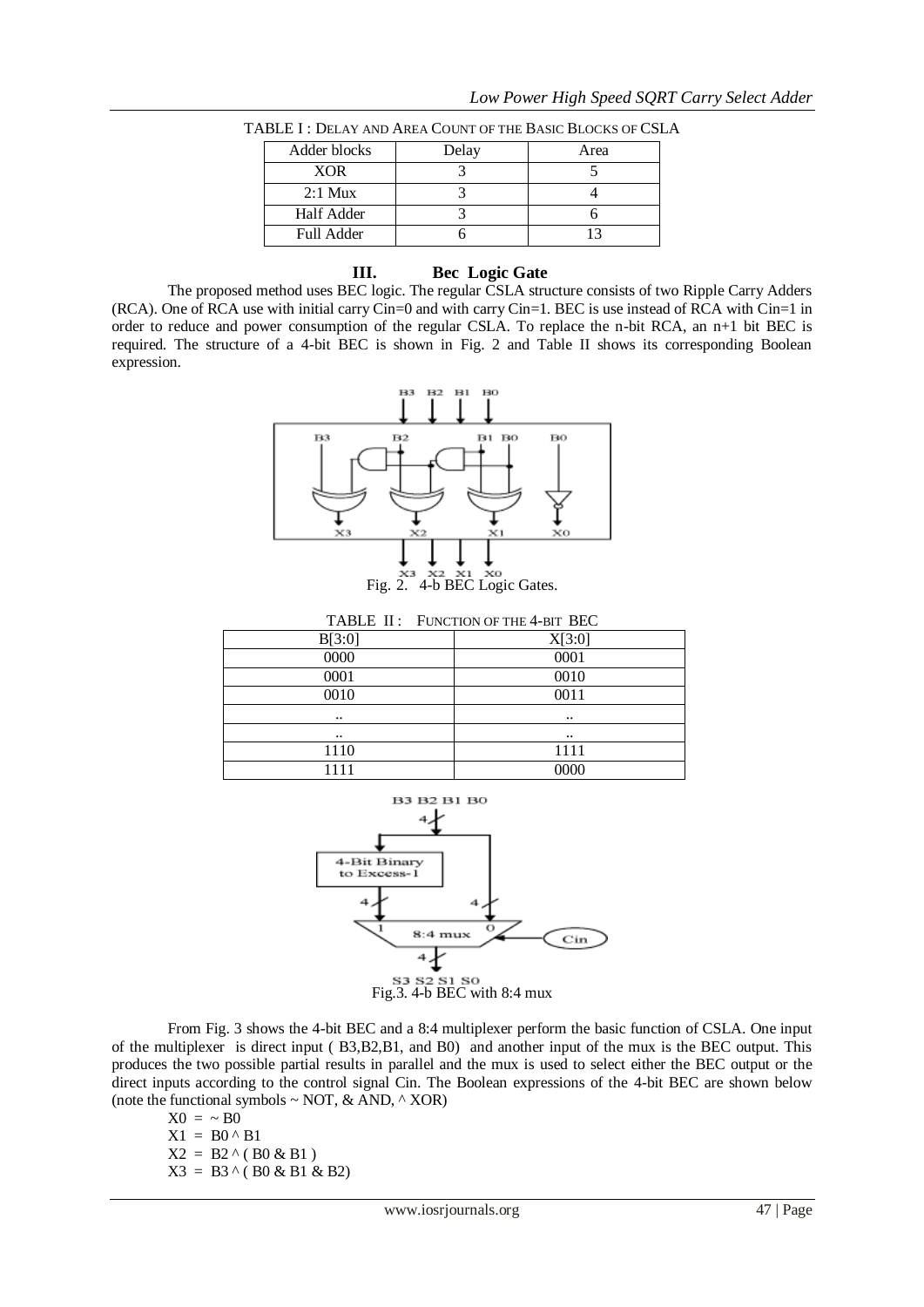TABLE I : DELAY AND AREA COUNT OF THE BASIC BLOCKS OF CSLA

| Adder blocks | Delay | Area |
|---|---|---|
| XOR | 3 | 5 |
| 2:1 Mux | 3 | 4 |
| Half Adder | 3 | 6 |
| Full Adder | 6 | 13 |

## III. Bec Logic Gate

The proposed method uses BEC logic. The regular CSLA structure consists of two Ripple Carry Adders (RCA). One of RCA use with initial carry Cin=0 and with carry Cin=1. BEC is use instead of RCA with Cin=1 in order to reduce and power consumption of the regular CSLA. To replace the n-bit RCA, an n+1 bit BEC is required. The structure of a 4-bit BEC is shown in Fig. 2 and Table II shows its corresponding Boolean expression.

Fig. 2. 4-b BEC Logic Gates.

TABLE II : FUNCTION OF THE 4-BIT BEC

| B[3:0] | X[3:0] |
|---|---|
| 0000 | 0001 |
| 0001 | 0010 |
| 0010 | 0011 |
| .. | .. |
| .. | .. |
| 1110 | 1111 |
| 1111 | 0000 |

Fig.3. 4-b BEC with 8:4 mux

From Fig. 3 shows the 4-bit BEC and a 8:4 multiplexer perform the basic function of CSLA. One input of the multiplexer is direct input ( B3,B2,B1, and B0) and another input of the mux is the BEC output. This produces the two possible partial results in parallel and the mux is used to select either the BEC output or the direct inputs according to the control signal Cin. The Boolean expressions of the 4-bit BEC are shown below (note the functional symbols ~ NOT, & AND, ^ XOR)

X0 = ~ B0
X1 = B0 ^ B1
X2 = B2 ^ ( B0 & B1 )
X3 = B3 ^ ( B0 & B1 & B2)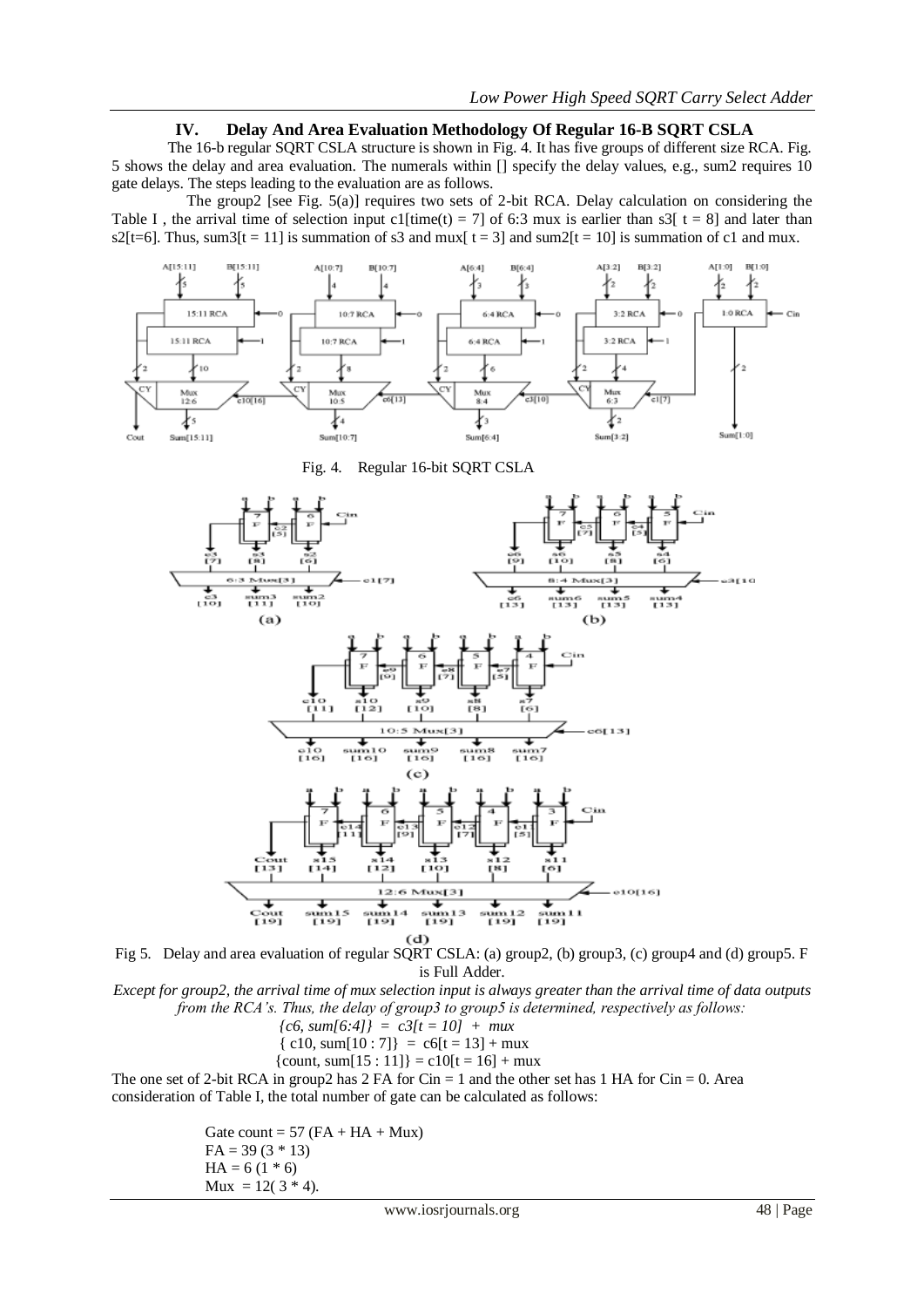## IV. Delay And Area Evaluation Methodology Of Regular 16-B SQRT CSLA

The 16-b regular SQRT CSLA structure is shown in Fig. 4. It has five groups of different size RCA. Fig. 5 shows the delay and area evaluation. The numerals within [] specify the delay values, e.g., sum2 requires 10 gate delays. The steps leading to the evaluation are as follows.

The group2 [see Fig. 5(a)] requires two sets of 2-bit RCA. Delay calculation on considering the Table I , the arrival time of selection input c1[time(t) = 7] of 6:3 mux is earlier than s3[ t = 8] and later than s2[t=6]. Thus, sum3[t = 11] is summation of s3 and mux[ t = 3] and sum2[t = 10] is summation of c1 and mux.

Fig. 4. Regular 16-bit SQRT CSLA

Fig 5. Delay and area evaluation of regular SQRT CSLA: (a) group2, (b) group3, (c) group4 and (d) group5. F is Full Adder.

*Except for group2, the arrival time of mux selection input is always greater than the arrival time of data outputs from the RCA's. Thus, the delay of group3 to group5 is determined, respectively as follows:*

*{c6, sum[6:4]} = c3[t = 10] + mux*

{ c10, sum[10 : 7]} = c6[t = 13] + mux

{count, sum[15 : 11]} = c10[t = 16] + mux

The one set of 2-bit RCA in group2 has 2 FA for Cin = 1 and the other set has 1 HA for Cin = 0. Area consideration of Table I, the total number of gate can be calculated as follows:

Gate count = 57 (FA + HA + Mux)
FA = 39 (3 * 13)
HA = 6 (1 * 6)
Mux = 12( 3 * 4).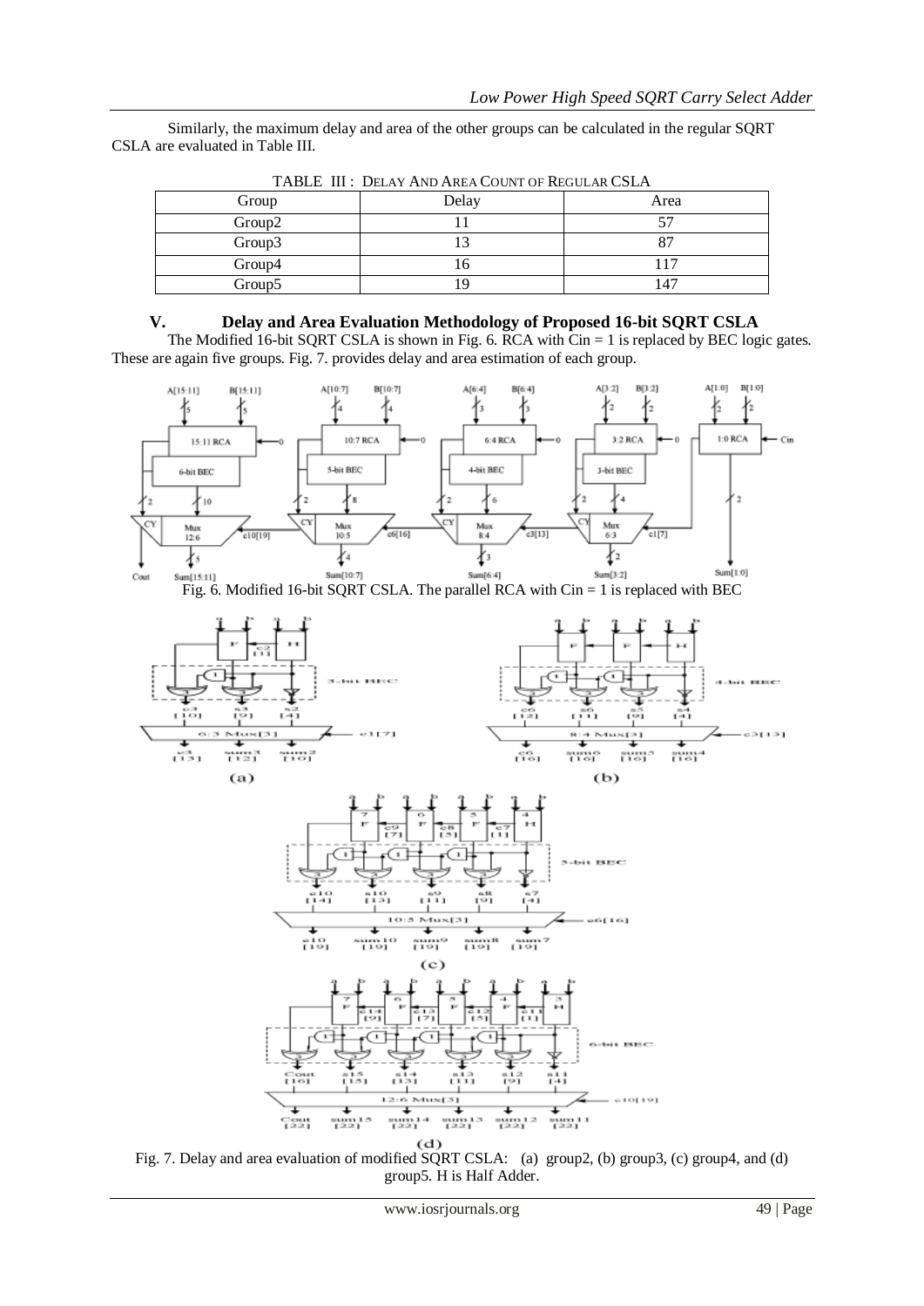Similarly, the maximum delay and area of the other groups can be calculated in the regular SQRT CSLA are evaluated in Table III.

TABLE III : DELAY AND AREA COUNT OF REGULAR CSLA

| Group | Delay | Area |
| --- | --- | --- |
| Group2 | 11 | 57 |
| Group3 | 13 | 87 |
| Group4 | 16 | 117 |
| Group5 | 19 | 147 |

## V. Delay and Area Evaluation Methodology of Proposed 16-bit SQRT CSLA

The Modified 16-bit SQRT CSLA is shown in Fig. 6. RCA with Cin = 1 is replaced by BEC logic gates. These are again five groups. Fig. 7. provides delay and area estimation of each group.

Fig. 6. Modified 16-bit SQRT CSLA. The parallel RCA with Cin = 1 is replaced with BEC

Fig. 7. Delay and area evaluation of modified SQRT CSLA: (a) group2, (b) group3, (c) group4, and (d) group5. H is Half Adder.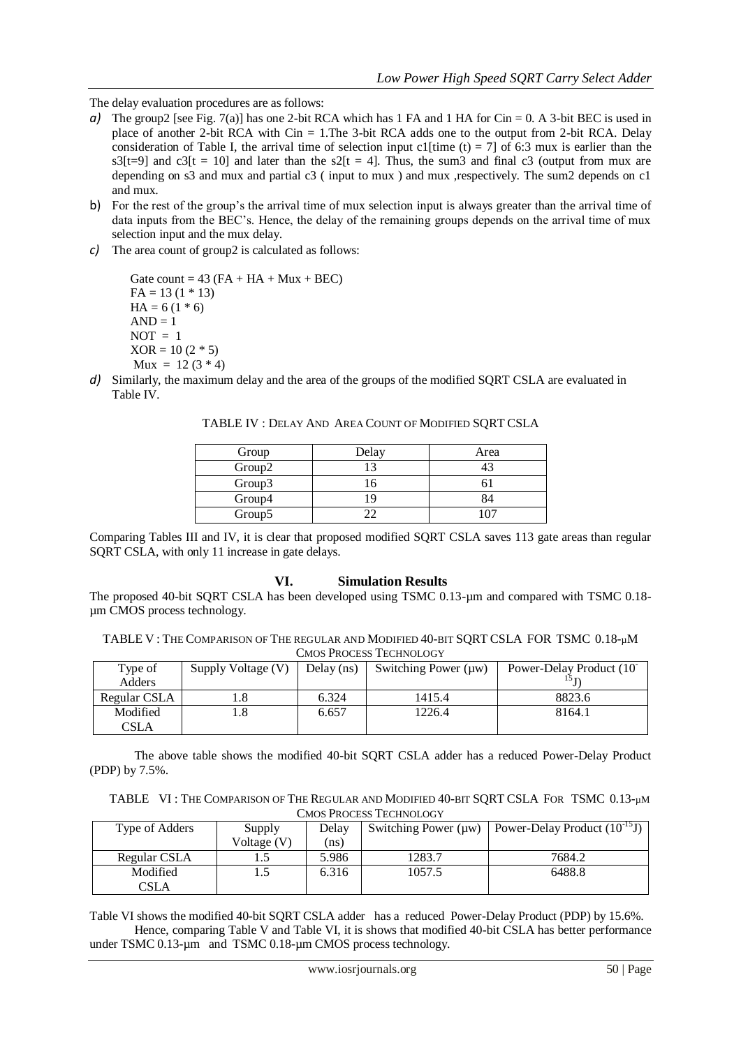The delay evaluation procedures are as follows:

*a)* The group2 [see Fig. 7(a)] has one 2-bit RCA which has 1 FA and 1 HA for Cin = 0. A 3-bit BEC is used in place of another 2-bit RCA with Cin = 1.The 3-bit RCA adds one to the output from 2-bit RCA. Delay consideration of Table I, the arrival time of selection input c1[time (t) = 7] of 6:3 mux is earlier than the s3[t=9] and c3[t = 10] and later than the s2[t = 4]. Thus, the sum3 and final c3 (output from mux are depending on s3 and mux and partial c3 ( input to mux ) and mux ,respectively. The sum2 depends on c1 and mux.

b) For the rest of the group's the arrival time of mux selection input is always greater than the arrival time of data inputs from the BEC's. Hence, the delay of the remaining groups depends on the arrival time of mux selection input and the mux delay.

*c)* The area count of group2 is calculated as follows:

Gate count = 43 (FA + HA + Mux + BEC)
FA = 13 (1 * 13)
HA = 6 (1 * 6)
AND = 1
NOT = 1
XOR = 10 (2 * 5)
Mux = 12 (3 * 4)

*d)* Similarly, the maximum delay and the area of the groups of the modified SQRT CSLA are evaluated in Table IV.

TABLE IV : DELAY AND AREA COUNT OF MODIFIED SQRT CSLA

| Group | Delay | Area |
|---|---|---|
| Group2 | 13 | 43 |
| Group3 | 16 | 61 |
| Group4 | 19 | 84 |
| Group5 | 22 | 107 |

Comparing Tables III and IV, it is clear that proposed modified SQRT CSLA saves 113 gate areas than regular SQRT CSLA, with only 11 increase in gate delays.

## VI. Simulation Results

The proposed 40-bit SQRT CSLA has been developed using TSMC 0.13-µm and compared with TSMC 0.18-µm CMOS process technology.

TABLE V : THE COMPARISON OF THE REGULAR AND MODIFIED 40-BIT SQRT CSLA FOR TSMC 0.18-µM CMOS PROCESS TECHNOLOGY

| Type of Adders | Supply Voltage (V) | Delay (ns) | Switching Power (µw) | Power-Delay Product ($10^{-15}$J) |
|---|---|---|---|---|
| Regular CSLA | 1.8 | 6.324 | 1415.4 | 8823.6 |
| Modified CSLA | 1.8 | 6.657 | 1226.4 | 8164.1 |

The above table shows the modified 40-bit SQRT CSLA adder has a reduced Power-Delay Product (PDP) by 7.5%.

TABLE VI : THE COMPARISON OF THE REGULAR AND MODIFIED 40-BIT SQRT CSLA FOR TSMC 0.13-µM CMOS PROCESS TECHNOLOGY

| Type of Adders | Supply Voltage (V) | Delay (ns) | Switching Power (µw) | Power-Delay Product ($10^{-15}$J) |
|---|---|---|---|---|
| Regular CSLA | 1.5 | 5.986 | 1283.7 | 7684.2 |
| Modified CSLA | 1.5 | 6.316 | 1057.5 | 6488.8 |

Table VI shows the modified 40-bit SQRT CSLA adder has a reduced Power-Delay Product (PDP) by 15.6%.

Hence, comparing Table V and Table VI, it is shows that modified 40-bit CSLA has better performance under TSMC 0.13-µm and TSMC 0.18-µm CMOS process technology.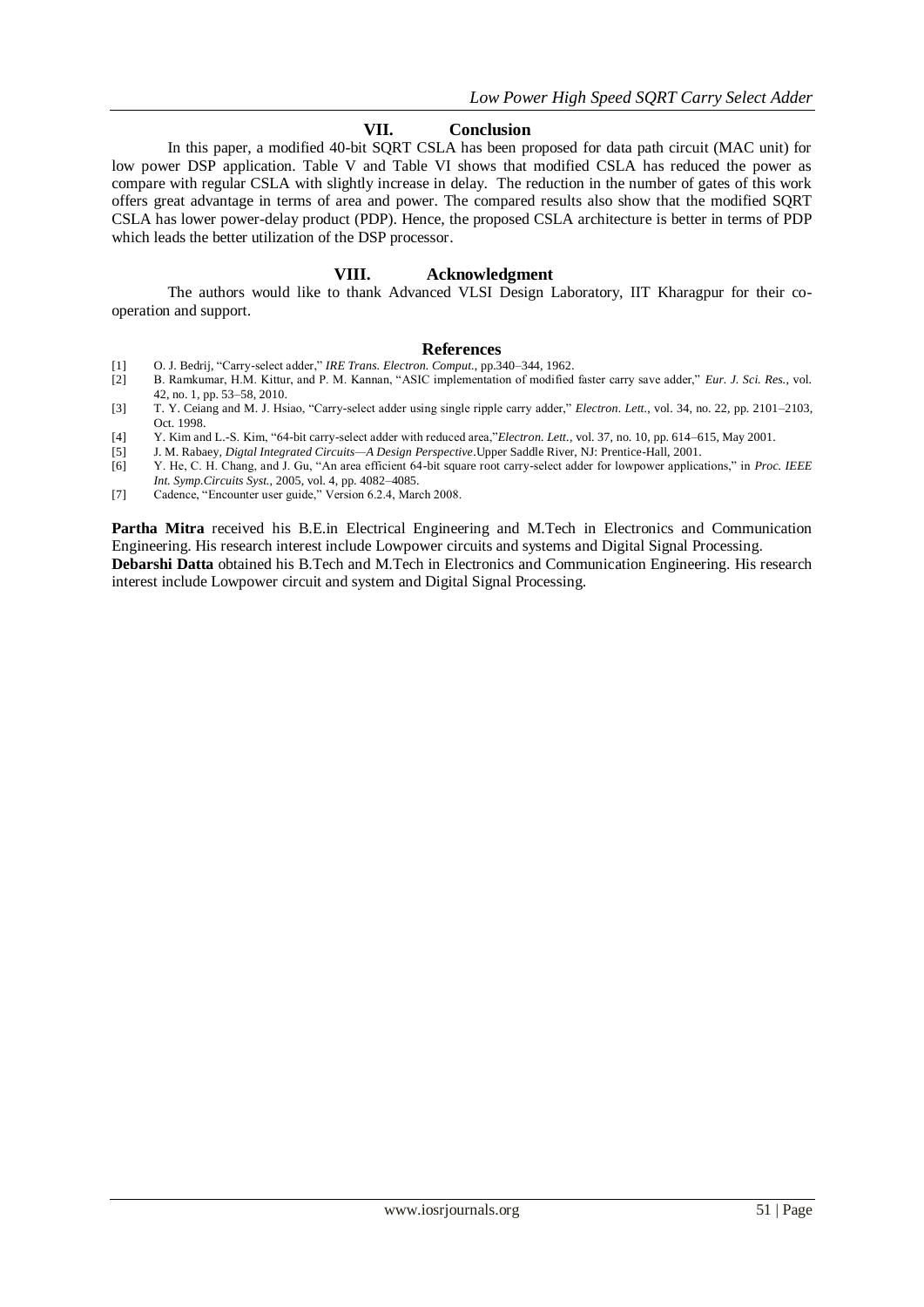## VII. Conclusion

In this paper, a modified 40-bit SQRT CSLA has been proposed for data path circuit (MAC unit) for low power DSP application. Table V and Table VI shows that modified CSLA has reduced the power as compare with regular CSLA with slightly increase in delay. The reduction in the number of gates of this work offers great advantage in terms of area and power. The compared results also show that the modified SQRT CSLA has lower power-delay product (PDP). Hence, the proposed CSLA architecture is better in terms of PDP which leads the better utilization of the DSP processor.

## VIII. Acknowledgment

The authors would like to thank Advanced VLSI Design Laboratory, IIT Kharagpur for their co-operation and support.

## References

[1] O. J. Bedrij, "Carry-select adder," *IRE Trans. Electron. Comput.*, pp.340–344, 1962.

[2] B. Ramkumar, H.M. Kittur, and P. M. Kannan, "ASIC implementation of modified faster carry save adder," *Eur. J. Sci. Res.*, vol. 42, no. 1, pp. 53–58, 2010.

[3] T. Y. Ceiang and M. J. Hsiao, "Carry-select adder using single ripple carry adder," *Electron. Lett.*, vol. 34, no. 22, pp. 2101–2103, Oct. 1998.

[4] Y. Kim and L.-S. Kim, "64-bit carry-select adder with reduced area,"*Electron. Lett.*, vol. 37, no. 10, pp. 614–615, May 2001.

[5] J. M. Rabaey, *Digtal Integrated Circuits—A Design Perspective*.Upper Saddle River, NJ: Prentice-Hall, 2001.

[6] Y. He, C. H. Chang, and J. Gu, "An area efficient 64-bit square root carry-select adder for lowpower applications," in *Proc. IEEE Int. Symp.Circuits Syst.*, 2005, vol. 4, pp. 4082–4085.

[7] Cadence, "Encounter user guide," Version 6.2.4, March 2008.

**Partha Mitra** received his B.E.in Electrical Engineering and M.Tech in Electronics and Communication Engineering. His research interest include Lowpower circuits and systems and Digital Signal Processing.

**Debarshi Datta** obtained his B.Tech and M.Tech in Electronics and Communication Engineering. His research interest include Lowpower circuit and system and Digital Signal Processing.